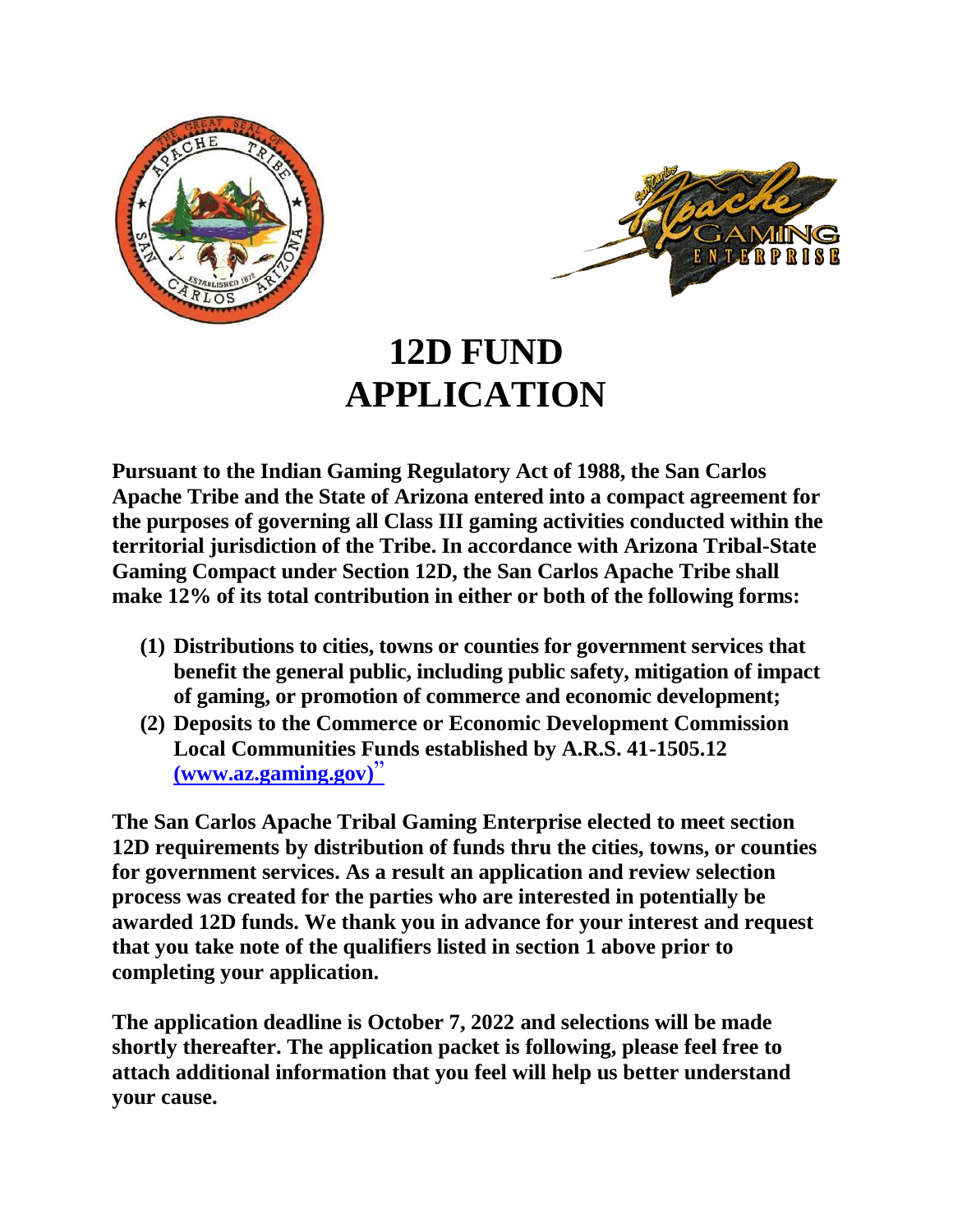# 12D FUND APPLICATION

**Pursuant to the Indian Gaming Regulatory Act of 1988, the San Carlos Apache Tribe and the State of Arizona entered into a compact agreement for the purposes of governing all Class III gaming activities conducted within the territorial jurisdiction of the Tribe. In accordance with Arizona Tribal-State Gaming Compact under Section 12D, the San Carlos Apache Tribe shall make 12% of its total contribution in either or both of the following forms:**

**(1) Distributions to cities, towns or counties for government services that benefit the general public, including public safety, mitigation of impact of gaming, or promotion of commerce and economic development;**

**(2) Deposits to the Commerce or Economic Development Commission Local Communities Funds established by A.R.S. 41-1505.12 (www.az.gaming.gov)"**

**The San Carlos Apache Tribal Gaming Enterprise elected to meet section 12D requirements by distribution of funds thru the cities, towns, or counties for government services. As a result an application and review selection process was created for the parties who are interested in potentially be awarded 12D funds. We thank you in advance for your interest and request that you take note of the qualifiers listed in section 1 above prior to completing your application.**

**The application deadline is October 7, 2022 and selections will be made shortly thereafter. The application packet is following, please feel free to attach additional information that you feel will help us better understand your cause.**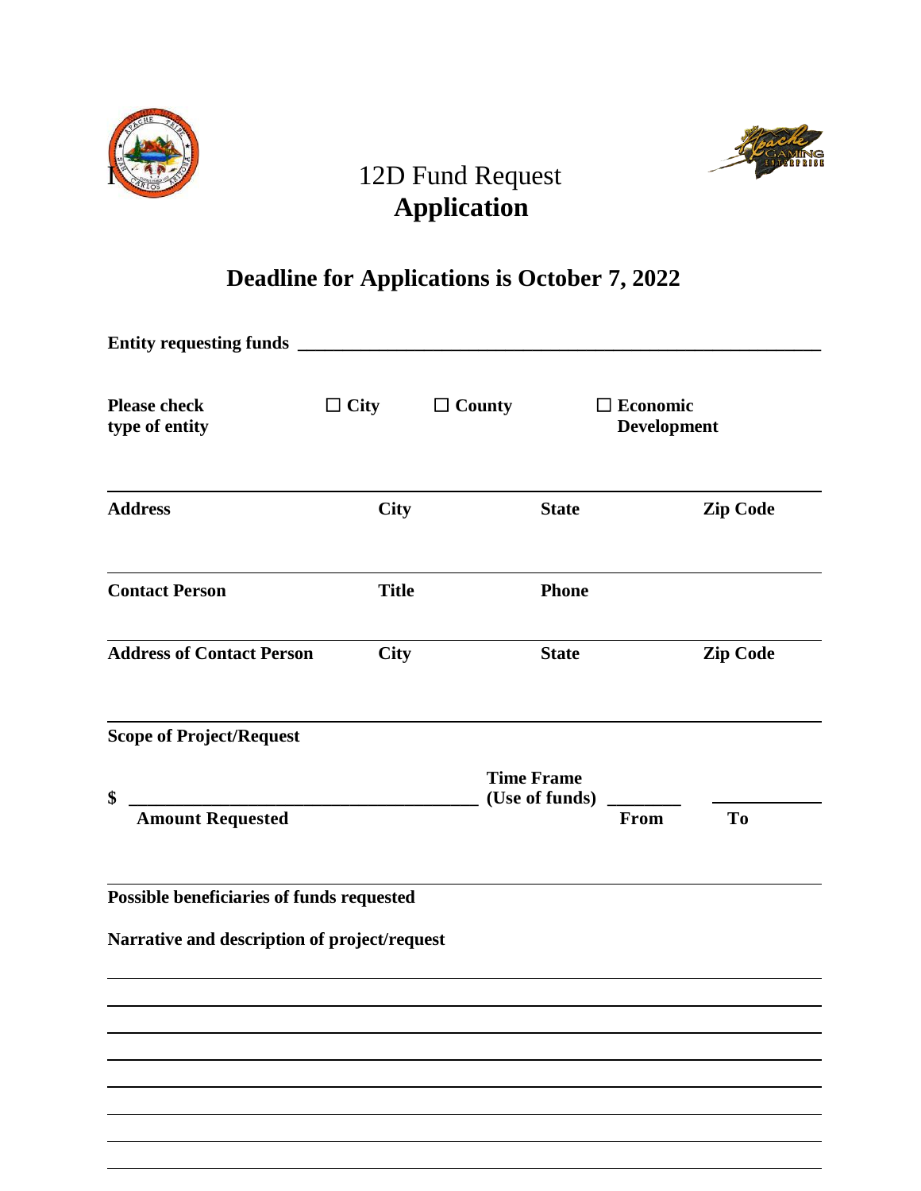I

# 12D Fund Request
# **Application**

## **Deadline for Applications is October 7, 2022**

**Entity requesting funds** ___________________________________________________________

**Please check type of entity** ☐ **City** ☐ **County** ☐ **Economic Development**

______________________________________________________________________________

| **Address** | **City** | **State** | **Zip Code** |
|---|---|---|---|

______________________________________________________________________________

| **Contact Person** | **Title** | **Phone** |
|---|---|---|

______________________________________________________________________________

| **Address of Contact Person** | **City** | **State** | **Zip Code** |
|---|---|---|---|

______________________________________________________________________________

**Scope of Project/Request**

**$** ________________________________________ **Time Frame (Use of funds)** ________ ____________
**Amount Requested** **From** **To**

______________________________________________________________________________

**Possible beneficiaries of funds requested**

**Narrative and description of project/request**

______________________________________________________________________________

______________________________________________________________________________

______________________________________________________________________________

______________________________________________________________________________

______________________________________________________________________________

______________________________________________________________________________

______________________________________________________________________________

______________________________________________________________________________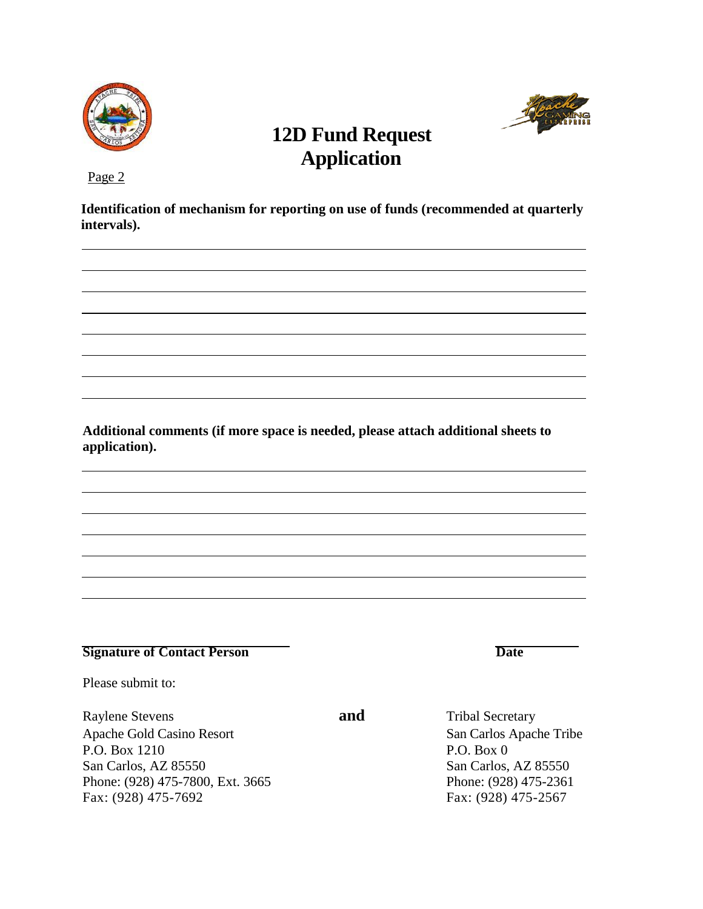# 12D Fund Request Application

Page 2

**Identification of mechanism for reporting on use of funds (recommended at quarterly intervals).**

**Additional comments (if more space is needed, please attach additional sheets to application).**

**Signature of Contact Person** **Date**

Please submit to:

Raylene Stevens
Apache Gold Casino Resort
P.O. Box 1210
San Carlos, AZ 85550
Phone: (928) 475-7800, Ext. 3665
Fax: (928) 475-7692

**and**

Tribal Secretary
San Carlos Apache Tribe
P.O. Box 0
San Carlos, AZ 85550
Phone: (928) 475-2361
Fax: (928) 475-2567